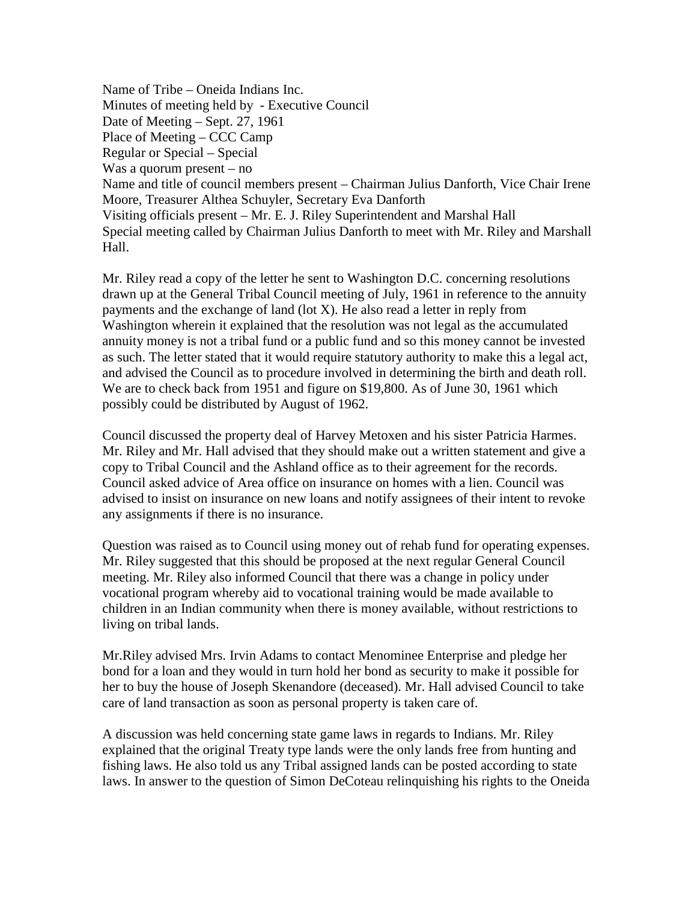Name of Tribe – Oneida Indians Inc.
Minutes of meeting held by - Executive Council
Date of Meeting – Sept. 27, 1961
Place of Meeting – CCC Camp
Regular or Special – Special
Was a quorum present – no
Name and title of council members present – Chairman Julius Danforth, Vice Chair Irene Moore, Treasurer Althea Schuyler, Secretary Eva Danforth
Visiting officials present – Mr. E. J. Riley Superintendent and Marshal Hall
Special meeting called by Chairman Julius Danforth to meet with Mr. Riley and Marshall Hall.

Mr. Riley read a copy of the letter he sent to Washington D.C. concerning resolutions drawn up at the General Tribal Council meeting of July, 1961 in reference to the annuity payments and the exchange of land (lot X). He also read a letter in reply from Washington wherein it explained that the resolution was not legal as the accumulated annuity money is not a tribal fund or a public fund and so this money cannot be invested as such. The letter stated that it would require statutory authority to make this a legal act, and advised the Council as to procedure involved in determining the birth and death roll. We are to check back from 1951 and figure on $19,800. As of June 30, 1961 which possibly could be distributed by August of 1962.

Council discussed the property deal of Harvey Metoxen and his sister Patricia Harmes. Mr. Riley and Mr. Hall advised that they should make out a written statement and give a copy to Tribal Council and the Ashland office as to their agreement for the records. Council asked advice of Area office on insurance on homes with a lien. Council was advised to insist on insurance on new loans and notify assignees of their intent to revoke any assignments if there is no insurance.

Question was raised as to Council using money out of rehab fund for operating expenses. Mr. Riley suggested that this should be proposed at the next regular General Council meeting. Mr. Riley also informed Council that there was a change in policy under vocational program whereby aid to vocational training would be made available to children in an Indian community when there is money available, without restrictions to living on tribal lands.

Mr.Riley advised Mrs. Irvin Adams to contact Menominee Enterprise and pledge her bond for a loan and they would in turn hold her bond as security to make it possible for her to buy the house of Joseph Skenandore (deceased). Mr. Hall advised Council to take care of land transaction as soon as personal property is taken care of.

A discussion was held concerning state game laws in regards to Indians. Mr. Riley explained that the original Treaty type lands were the only lands free from hunting and fishing laws. He also told us any Tribal assigned lands can be posted according to state laws. In answer to the question of Simon DeCoteau relinquishing his rights to the Oneida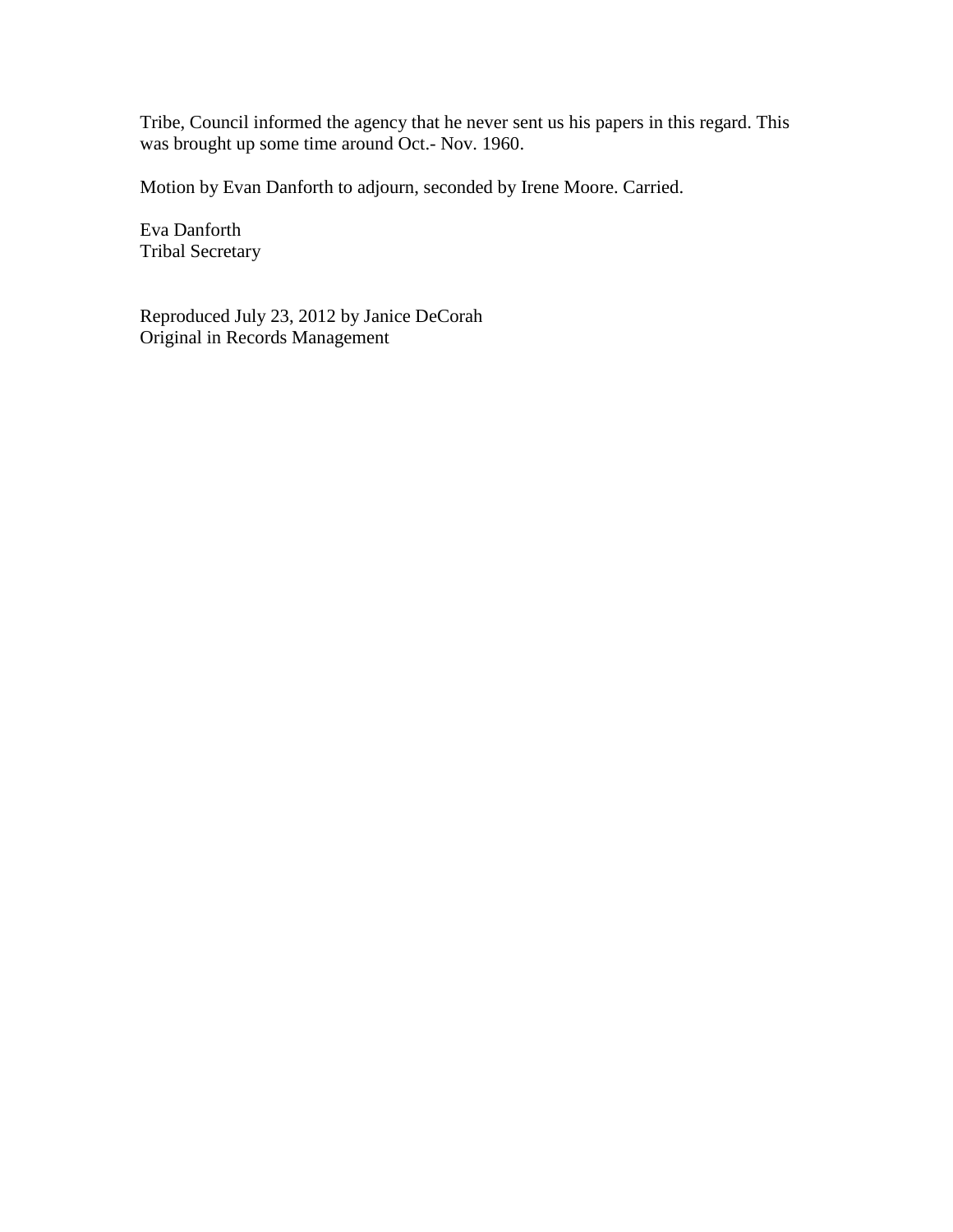Tribe, Council informed the agency that he never sent us his papers in this regard. This was brought up some time around Oct.- Nov. 1960.

Motion by Evan Danforth to adjourn, seconded by Irene Moore. Carried.

Eva Danforth
Tribal Secretary

Reproduced July 23, 2012 by Janice DeCorah
Original in Records Management